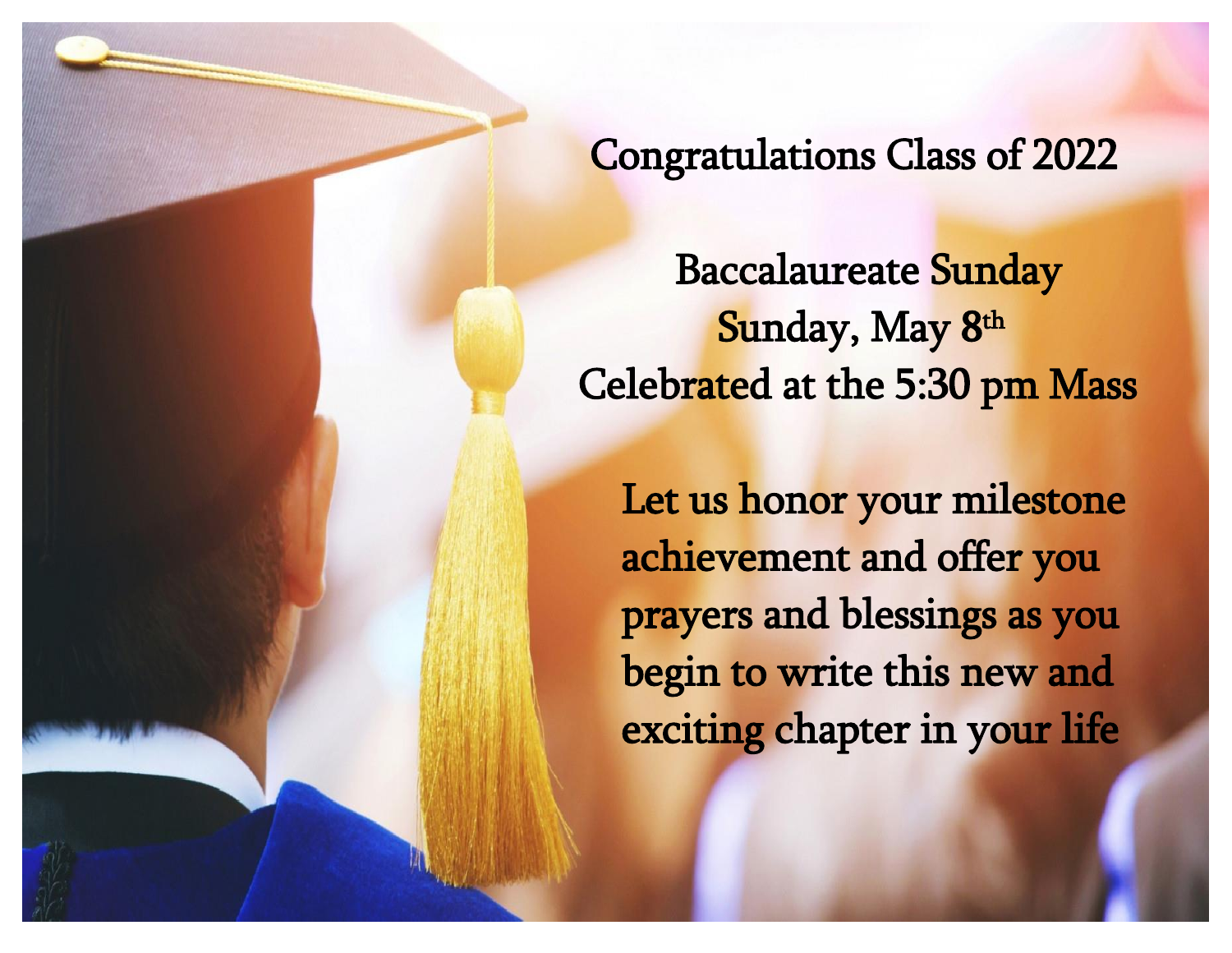# Congratulations Class of 2022

## Baccalaureate Sunday

Sunday, May 8th

Celebrated at the 5:30 pm Mass

Let us honor your milestone achievement and offer you prayers and blessings as you begin to write this new and exciting chapter in your life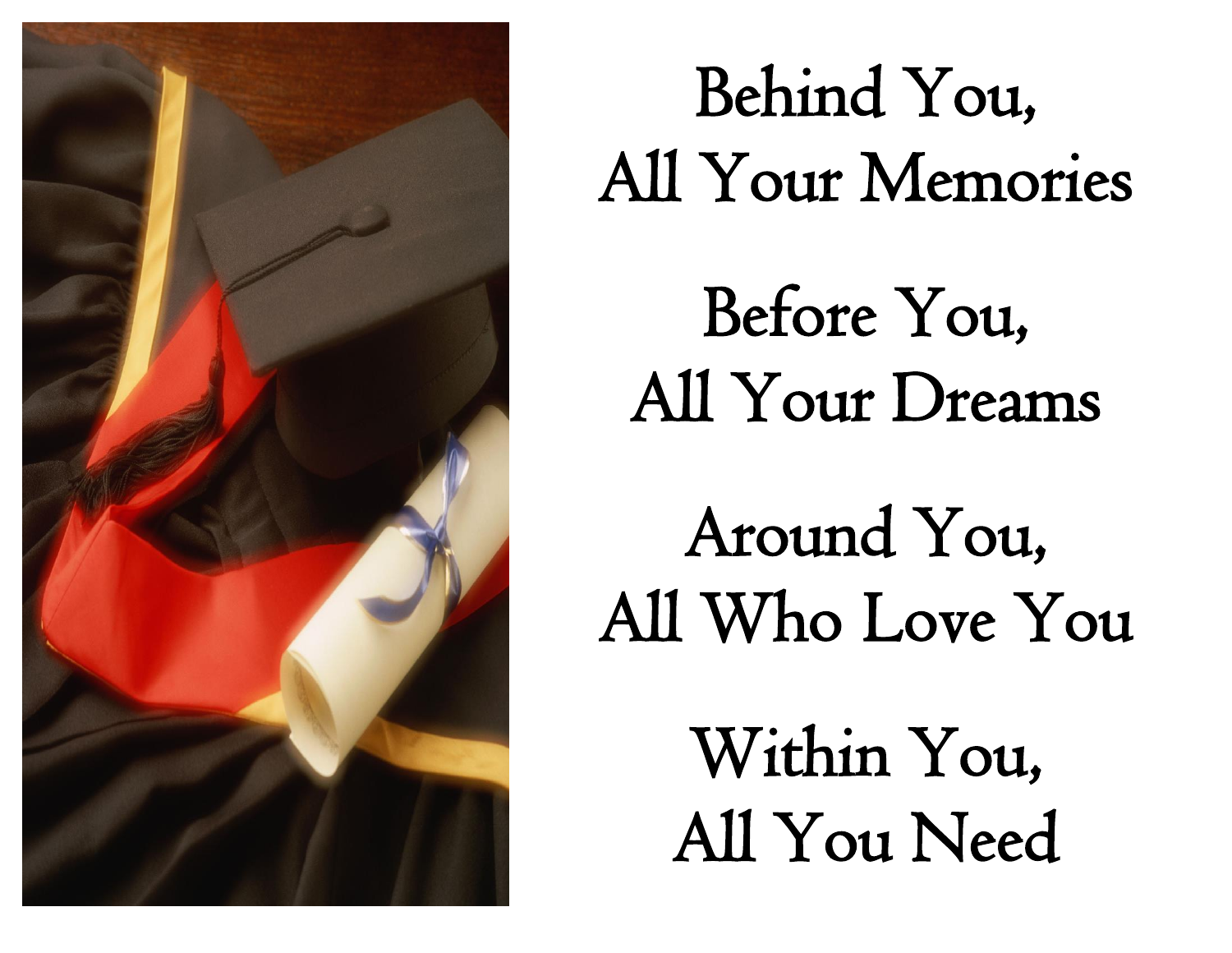Behind You,
All Your Memories

Before You,
All Your Dreams

Around You,
All Who Love You

Within You,
All You Need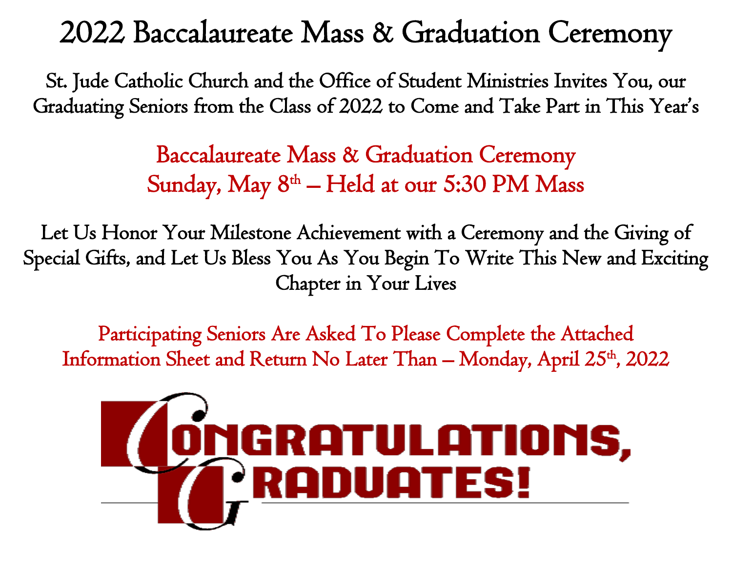# 2022 Baccalaureate Mass & Graduation Ceremony

St. Jude Catholic Church and the Office of Student Ministries Invites You, our Graduating Seniors from the Class of 2022 to Come and Take Part in This Year's

## Baccalaureate Mass & Graduation Ceremony
## Sunday, May 8th – Held at our 5:30 PM Mass

Let Us Honor Your Milestone Achievement with a Ceremony and the Giving of Special Gifts, and Let Us Bless You As You Begin To Write This New and Exciting Chapter in Your Lives

Participating Seniors Are Asked To Please Complete the Attached Information Sheet and Return No Later Than – Monday, April 25th, 2022

**CONGRATULATIONS, GRADUATES!**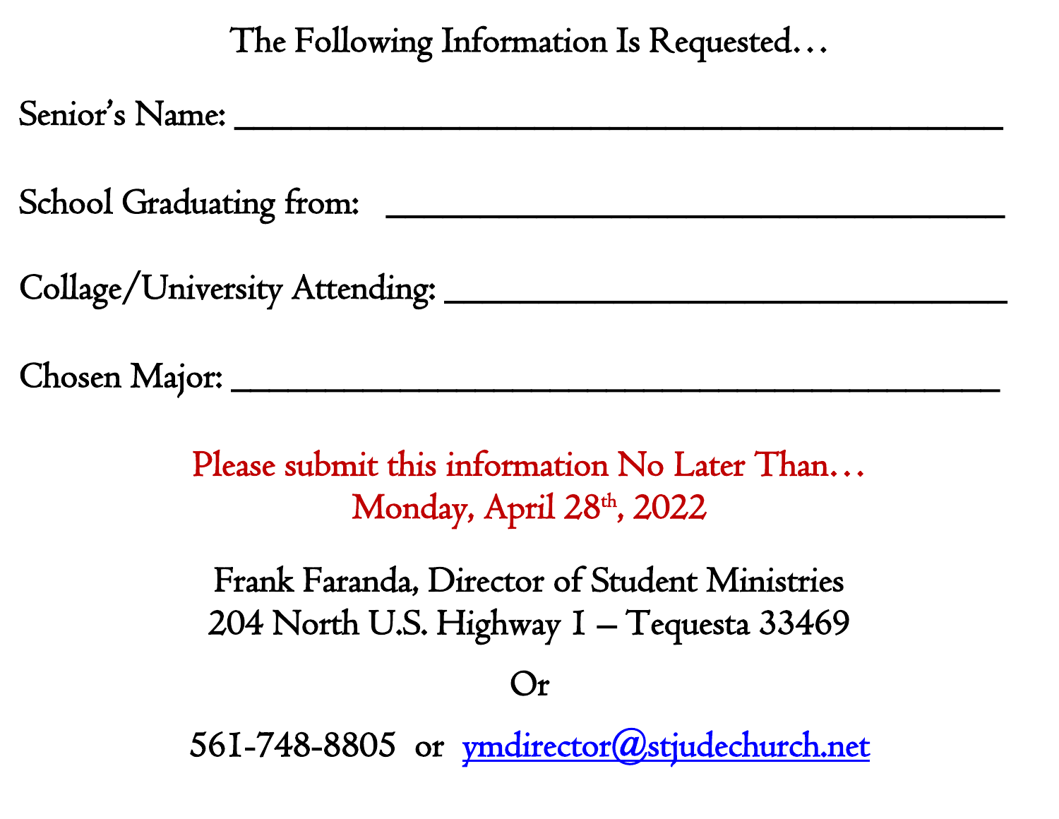The Following Information Is Requested…

Senior's Name: ___________________________________________

School Graduating from: ___________________________________

Collage/University Attending: ______________________________

Chosen Major: ____________________________________________

Please submit this information No Later Than…
Monday, April 28th, 2022

Frank Faranda, Director of Student Ministries
204 North U.S. Highway 1 – Tequesta 33469

Or

561-748-8805 or ymdirector@stjudechurch.net